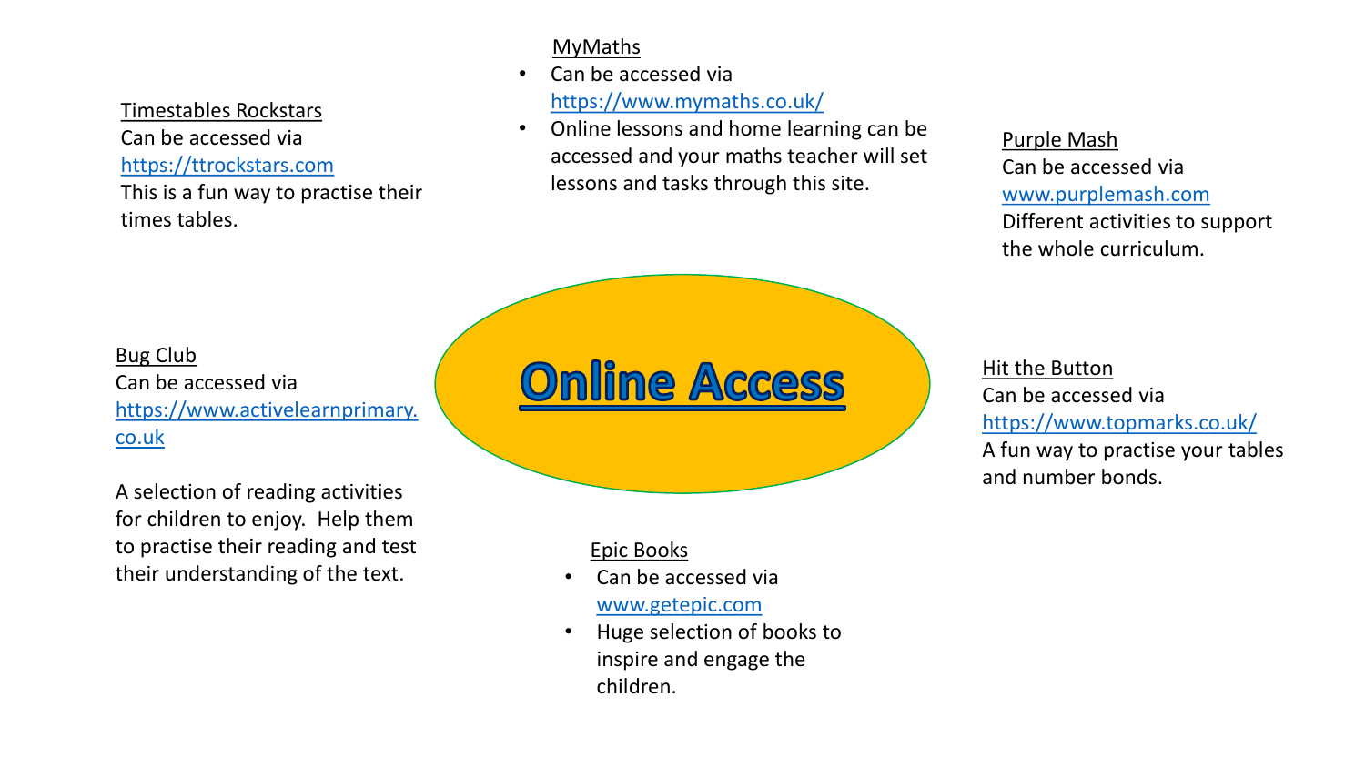# Online Access

## MyMaths

- Can be accessed via https://www.mymaths.co.uk/
- Online lessons and home learning can be accessed and your maths teacher will set lessons and tasks through this site.

## Timestables Rockstars

Can be accessed via https://ttrockstars.com

This is a fun way to practise their times tables.

## Purple Mash

Can be accessed via www.purplemash.com

Different activities to support the whole curriculum.

## Bug Club

Can be accessed via https://www.activelearnprimary.co.uk

A selection of reading activities for children to enjoy. Help them to practise their reading and test their understanding of the text.

## Hit the Button

Can be accessed via https://www.topmarks.co.uk/

A fun way to practise your tables and number bonds.

## Epic Books

- Can be accessed via www.getepic.com
- Huge selection of books to inspire and engage the children.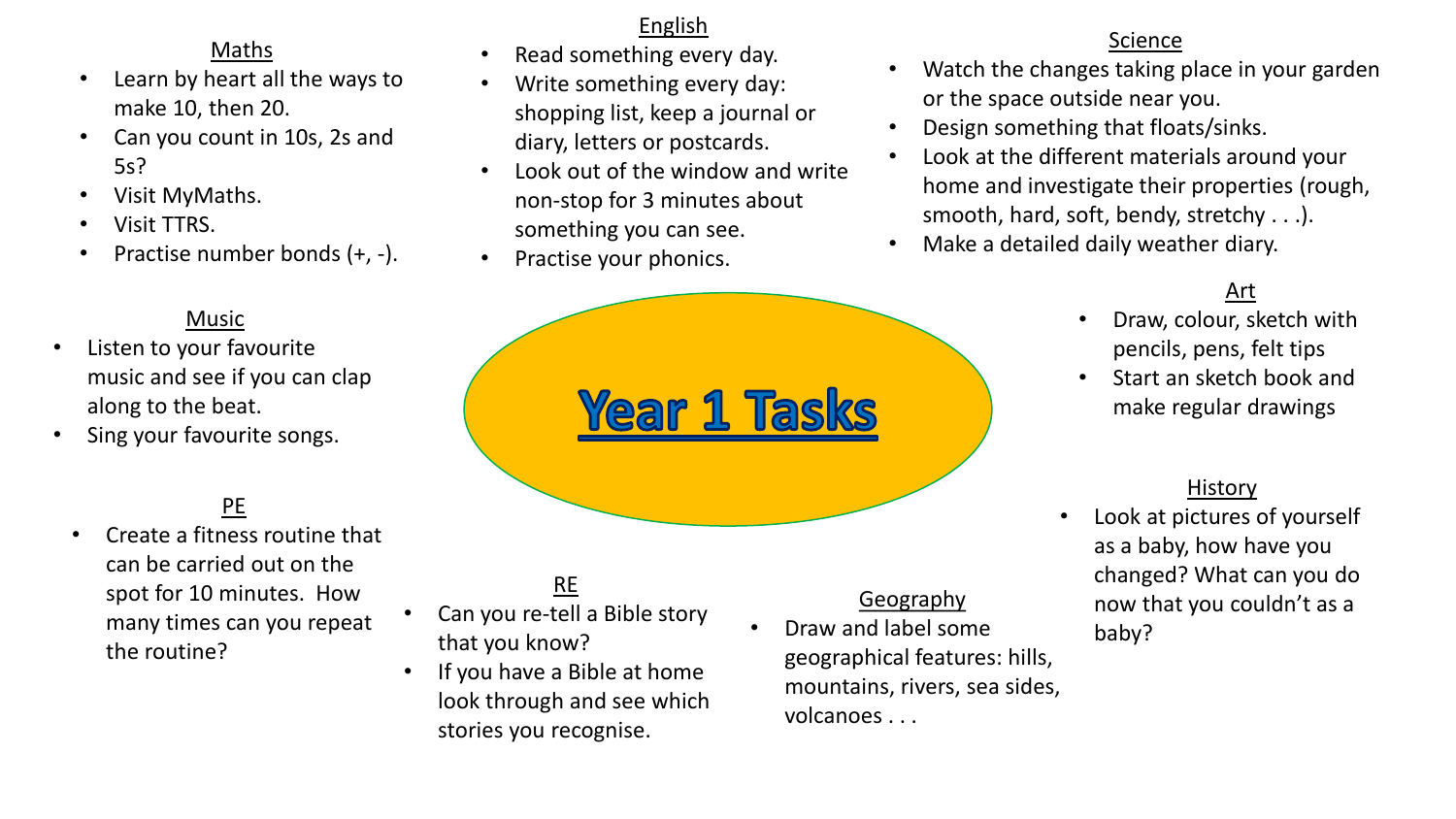# Year 1 Tasks

## Maths

- Learn by heart all the ways to make 10, then 20.
- Can you count in 10s, 2s and 5s?
- Visit MyMaths.
- Visit TTRS.
- Practise number bonds (+, -).

## English

- Read something every day.
- Write something every day: shopping list, keep a journal or diary, letters or postcards.
- Look out of the window and write non-stop for 3 minutes about something you can see.
- Practise your phonics.

## Science

- Watch the changes taking place in your garden or the space outside near you.
- Design something that floats/sinks.
- Look at the different materials around your home and investigate their properties (rough, smooth, hard, soft, bendy, stretchy . . .).
- Make a detailed daily weather diary.

## Music

- Listen to your favourite music and see if you can clap along to the beat.
- Sing your favourite songs.

## Art

- Draw, colour, sketch with pencils, pens, felt tips
- Start an sketch book and make regular drawings

## PE

- Create a fitness routine that can be carried out on the spot for 10 minutes. How many times can you repeat the routine?

## RE

- Can you re-tell a Bible story that you know?
- If you have a Bible at home look through and see which stories you recognise.

## Geography

- Draw and label some geographical features: hills, mountains, rivers, sea sides, volcanoes . . .

## History

- Look at pictures of yourself as a baby, how have you changed? What can you do now that you couldn't as a baby?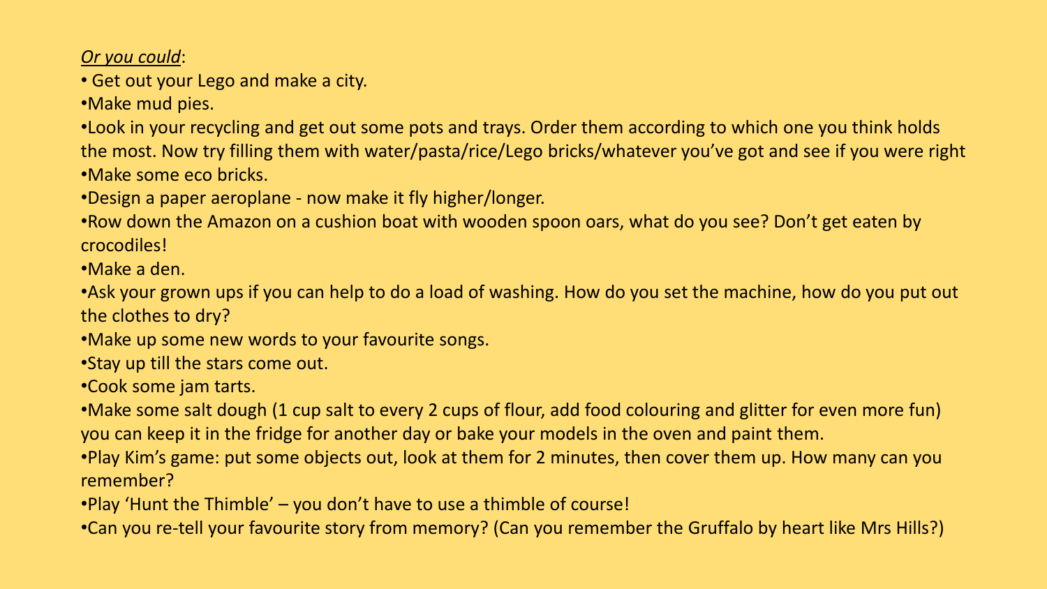<u>*Or you could*</u>:

- Get out your Lego and make a city.
- Make mud pies.
- Look in your recycling and get out some pots and trays. Order them according to which one you think holds the most. Now try filling them with water/pasta/rice/Lego bricks/whatever you've got and see if you were right
- Make some eco bricks.
- Design a paper aeroplane - now make it fly higher/longer.
- Row down the Amazon on a cushion boat with wooden spoon oars, what do you see? Don't get eaten by crocodiles!
- Make a den.
- Ask your grown ups if you can help to do a load of washing. How do you set the machine, how do you put out the clothes to dry?
- Make up some new words to your favourite songs.
- Stay up till the stars come out.
- Cook some jam tarts.
- Make some salt dough (1 cup salt to every 2 cups of flour, add food colouring and glitter for even more fun) you can keep it in the fridge for another day or bake your models in the oven and paint them.
- Play Kim's game: put some objects out, look at them for 2 minutes, then cover them up. How many can you remember?
- Play 'Hunt the Thimble' – you don't have to use a thimble of course!
- Can you re-tell your favourite story from memory? (Can you remember the Gruffalo by heart like Mrs Hills?)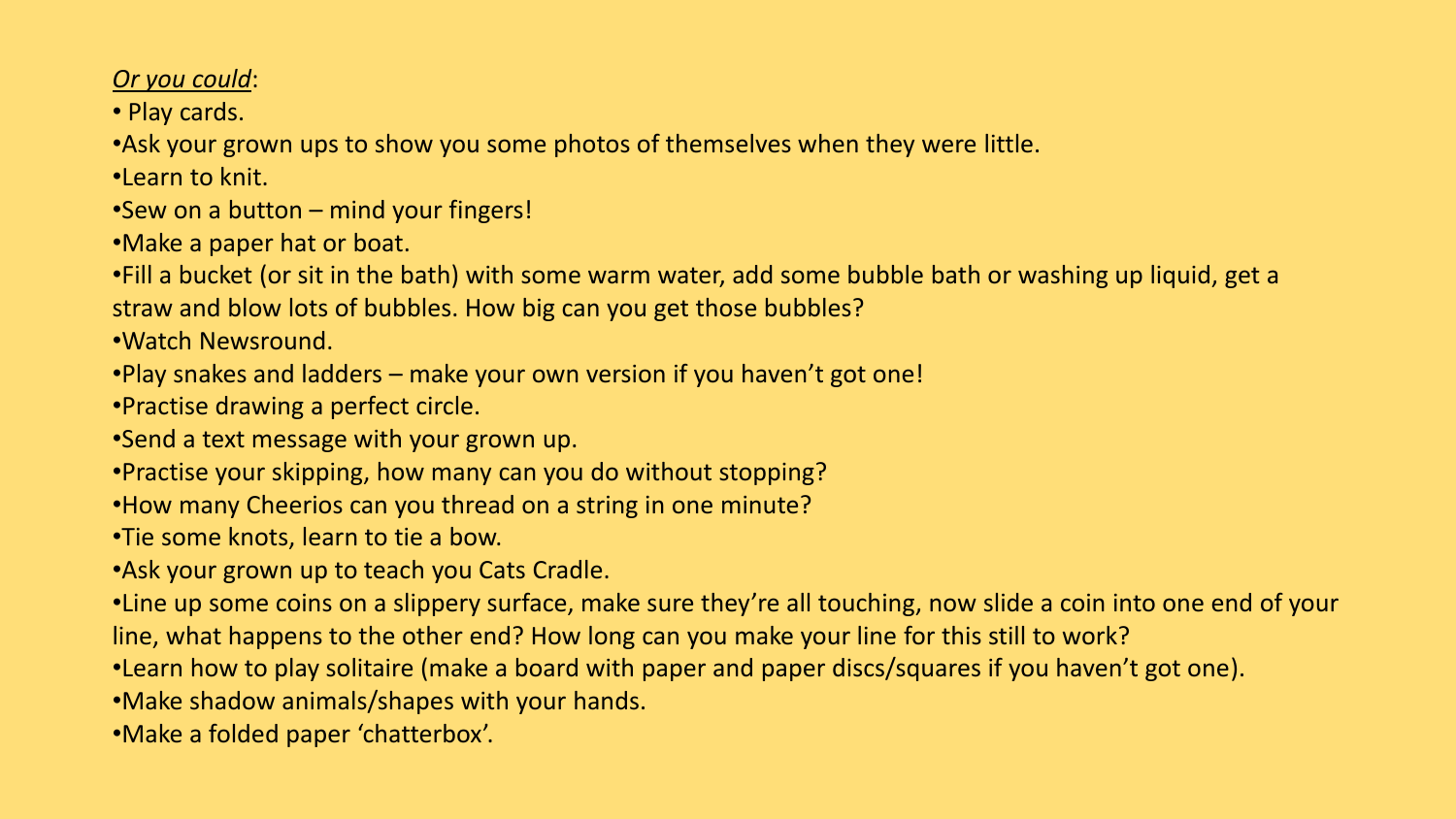*Or you could*:

- Play cards.
- Ask your grown ups to show you some photos of themselves when they were little.
- Learn to knit.
- Sew on a button – mind your fingers!
- Make a paper hat or boat.
- Fill a bucket (or sit in the bath) with some warm water, add some bubble bath or washing up liquid, get a straw and blow lots of bubbles. How big can you get those bubbles?
- Watch Newsround.
- Play snakes and ladders – make your own version if you haven't got one!
- Practise drawing a perfect circle.
- Send a text message with your grown up.
- Practise your skipping, how many can you do without stopping?
- How many Cheerios can you thread on a string in one minute?
- Tie some knots, learn to tie a bow.
- Ask your grown up to teach you Cats Cradle.
- Line up some coins on a slippery surface, make sure they're all touching, now slide a coin into one end of your line, what happens to the other end? How long can you make your line for this still to work?
- Learn how to play solitaire (make a board with paper and paper discs/squares if you haven't got one).
- Make shadow animals/shapes with your hands.
- Make a folded paper 'chatterbox'.